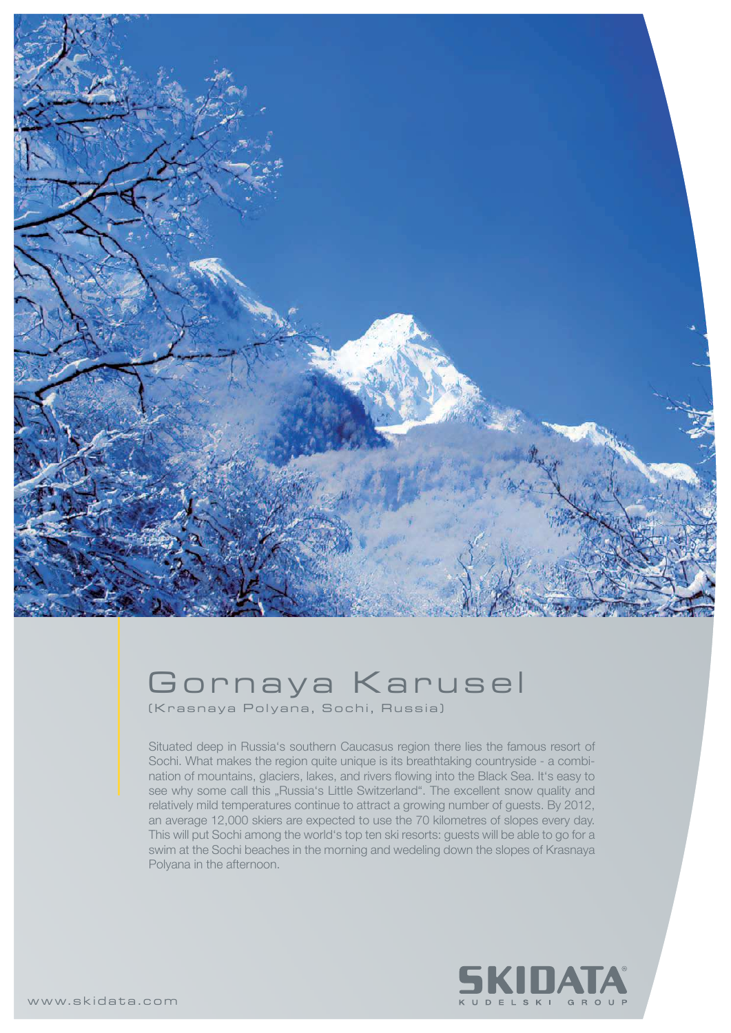# Gornaya Karusel

(Krasnaya Polyana, Sochi, Russia)

Situated deep in Russia's southern Caucasus region there lies the famous resort of Sochi. What makes the region quite unique is its breathtaking countryside - a combination of mountains, glaciers, lakes, and rivers flowing into the Black Sea. It's easy to see why some call this „Russia's Little Switzerland". The excellent snow quality and relatively mild temperatures continue to attract a growing number of guests. By 2012, an average 12,000 skiers are expected to use the 70 kilometres of slopes every day. This will put Sochi among the world's top ten ski resorts: guests will be able to go for a swim at the Sochi beaches in the morning and wedeling down the slopes of Krasnaya Polyana in the afternoon.

SKIDATA®
KUDELSKI GROUP

www.skidata.com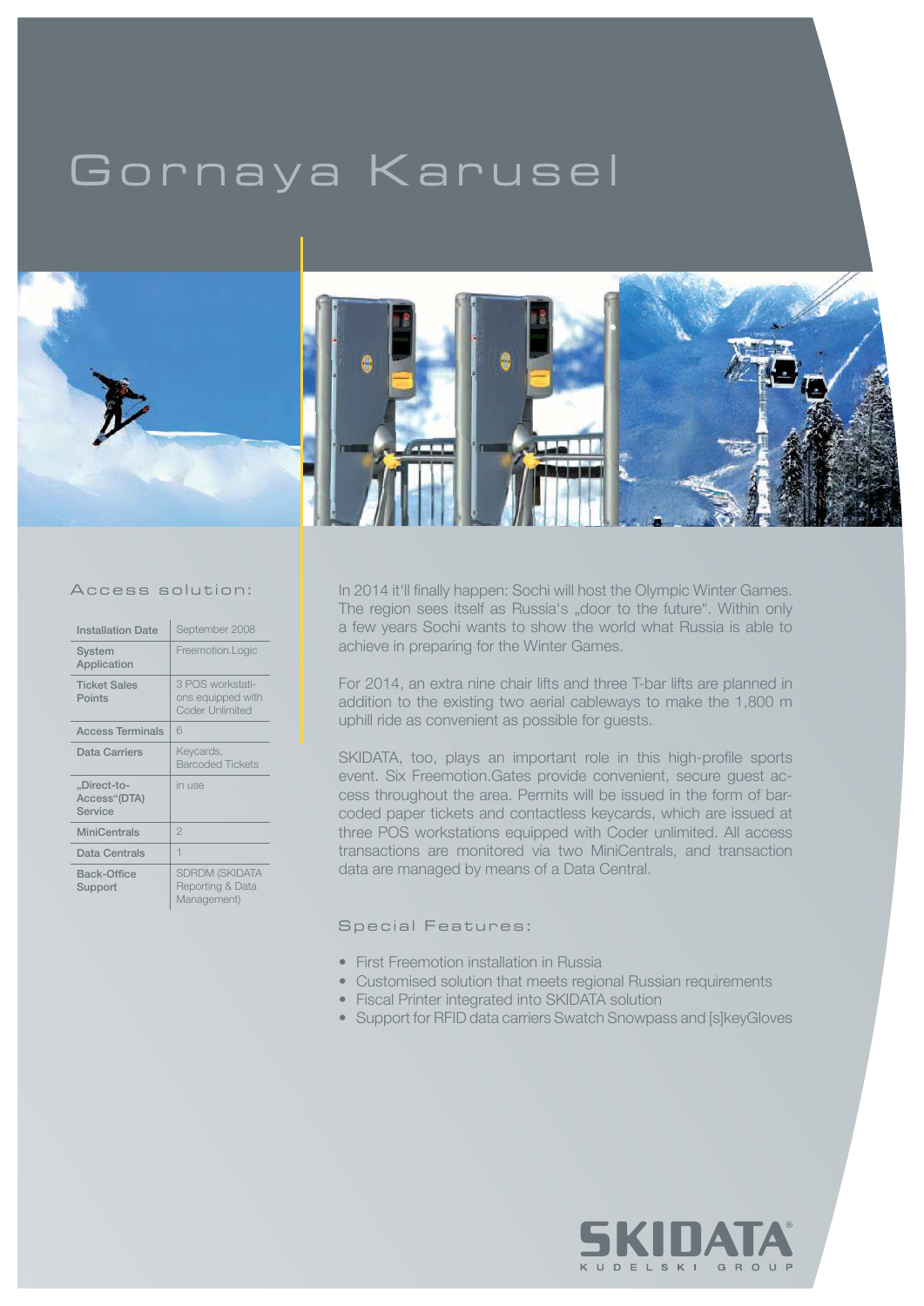# Gornaya Karusel

## Access solution:

| | |
|---|---|
| Installation Date | September 2008 |
| System Application | Freemotion.Logic |
| Ticket Sales Points | 3 POS workstations equipped with Coder Unlimited |
| Access Terminals | 6 |
| Data Carriers | Keycards, Barcoded Tickets |
| „Direct-to-Access"(DTA) Service | in use |
| MiniCentrals | 2 |
| Data Centrals | 1 |
| Back-Office Support | SDRDM (SKIDATA Reporting & Data Management) |

In 2014 it'll finally happen: Sochi will host the Olympic Winter Games. The region sees itself as Russia's „door to the future". Within only a few years Sochi wants to show the world what Russia is able to achieve in preparing for the Winter Games.

For 2014, an extra nine chair lifts and three T-bar lifts are planned in addition to the existing two aerial cableways to make the 1,800 m uphill ride as convenient as possible for guests.

SKIDATA, too, plays an important role in this high-profile sports event. Six Freemotion.Gates provide convenient, secure guest access throughout the area. Permits will be issued in the form of barcoded paper tickets and contactless keycards, which are issued at three POS workstations equipped with Coder unlimited. All access transactions are monitored via two MiniCentrals, and transaction data are managed by means of a Data Central.

## Special Features:

- First Freemotion installation in Russia
- Customised solution that meets regional Russian requirements
- Fiscal Printer integrated into SKIDATA solution
- Support for RFID data carriers Swatch Snowpass and [s]keyGloves

SKIDATA®
KUDELSKI GROUP